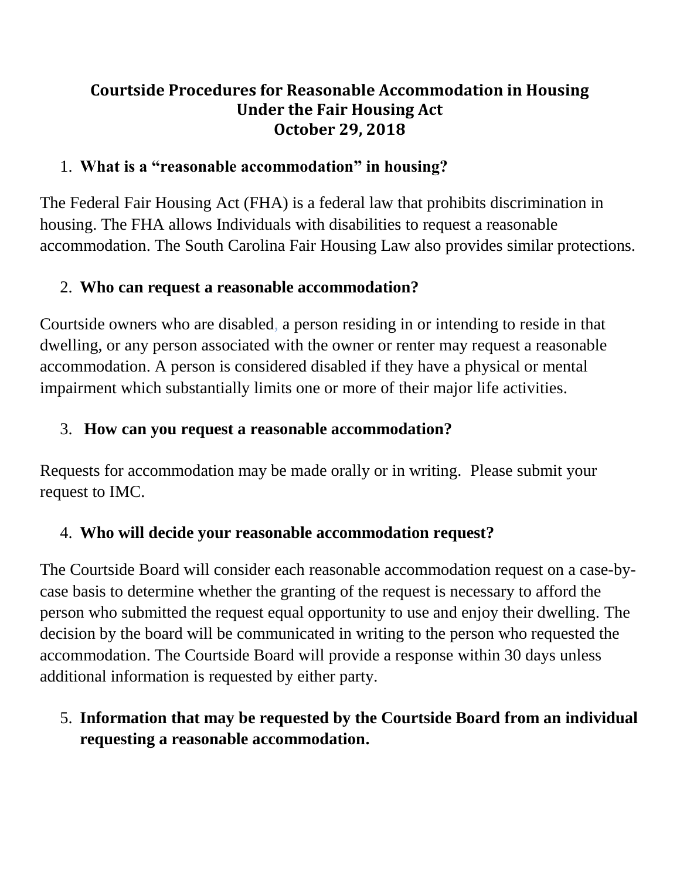# Courtside Procedures for Reasonable Accommodation in Housing Under the Fair Housing Act
# October 29, 2018

1. **What is a "reasonable accommodation" in housing?**

The Federal Fair Housing Act (FHA) is a federal law that prohibits discrimination in housing. The FHA allows Individuals with disabilities to request a reasonable accommodation. The South Carolina Fair Housing Law also provides similar protections.

2. **Who can request a reasonable accommodation?**

Courtside owners who are disabled, a person residing in or intending to reside in that dwelling, or any person associated with the owner or renter may request a reasonable accommodation. A person is considered disabled if they have a physical or mental impairment which substantially limits one or more of their major life activities.

3. **How can you request a reasonable accommodation?**

Requests for accommodation may be made orally or in writing. Please submit your request to IMC.

4. **Who will decide your reasonable accommodation request?**

The Courtside Board will consider each reasonable accommodation request on a case-by-case basis to determine whether the granting of the request is necessary to afford the person who submitted the request equal opportunity to use and enjoy their dwelling. The decision by the board will be communicated in writing to the person who requested the accommodation. The Courtside Board will provide a response within 30 days unless additional information is requested by either party.

5. **Information that may be requested by the Courtside Board from an individual requesting a reasonable accommodation.**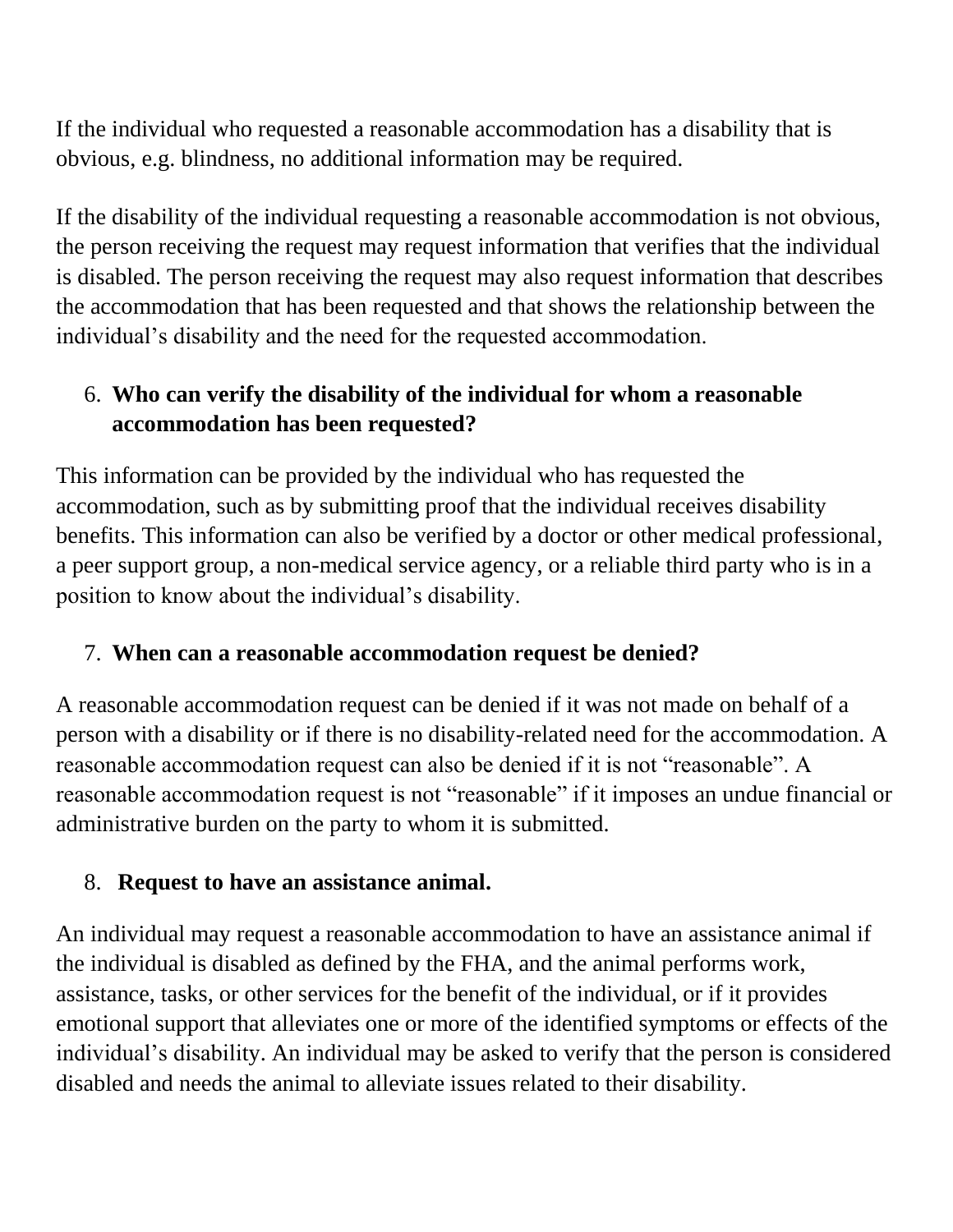If the individual who requested a reasonable accommodation has a disability that is obvious, e.g. blindness, no additional information may be required.

If the disability of the individual requesting a reasonable accommodation is not obvious, the person receiving the request may request information that verifies that the individual is disabled. The person receiving the request may also request information that describes the accommodation that has been requested and that shows the relationship between the individual's disability and the need for the requested accommodation.

6. **Who can verify the disability of the individual for whom a reasonable accommodation has been requested?**

This information can be provided by the individual who has requested the accommodation, such as by submitting proof that the individual receives disability benefits. This information can also be verified by a doctor or other medical professional, a peer support group, a non-medical service agency, or a reliable third party who is in a position to know about the individual's disability.

7. **When can a reasonable accommodation request be denied?**

A reasonable accommodation request can be denied if it was not made on behalf of a person with a disability or if there is no disability-related need for the accommodation. A reasonable accommodation request can also be denied if it is not "reasonable". A reasonable accommodation request is not "reasonable" if it imposes an undue financial or administrative burden on the party to whom it is submitted.

8. **Request to have an assistance animal.**

An individual may request a reasonable accommodation to have an assistance animal if the individual is disabled as defined by the FHA, and the animal performs work, assistance, tasks, or other services for the benefit of the individual, or if it provides emotional support that alleviates one or more of the identified symptoms or effects of the individual's disability. An individual may be asked to verify that the person is considered disabled and needs the animal to alleviate issues related to their disability.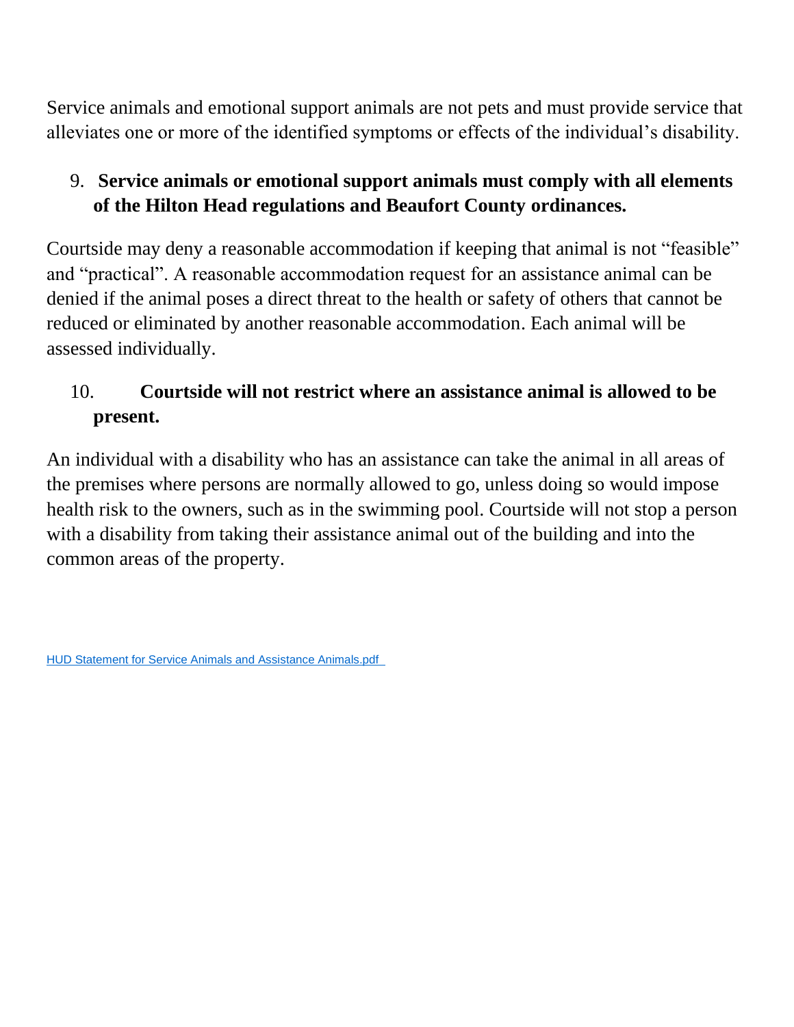Service animals and emotional support animals are not pets and must provide service that alleviates one or more of the identified symptoms or effects of the individual's disability.

9. **Service animals or emotional support animals must comply with all elements of the Hilton Head regulations and Beaufort County ordinances.**

Courtside may deny a reasonable accommodation if keeping that animal is not "feasible" and "practical". A reasonable accommodation request for an assistance animal can be denied if the animal poses a direct threat to the health or safety of others that cannot be reduced or eliminated by another reasonable accommodation. Each animal will be assessed individually.

10. **Courtside will not restrict where an assistance animal is allowed to be present.**

An individual with a disability who has an assistance can take the animal in all areas of the premises where persons are normally allowed to go, unless doing so would impose health risk to the owners, such as in the swimming pool. Courtside will not stop a person with a disability from taking their assistance animal out of the building and into the common areas of the property.

HUD Statement for Service Animals and Assistance Animals.pdf